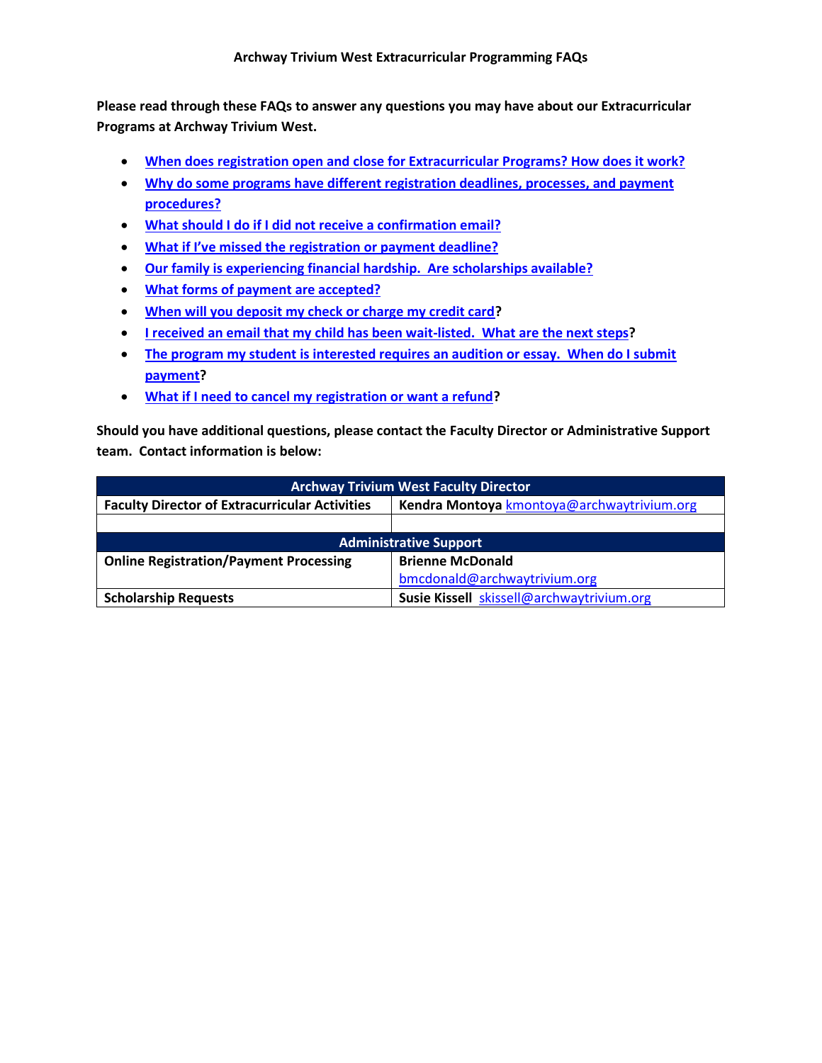# Archway Trivium West Extracurricular Programming FAQs

**Please read through these FAQs to answer any questions you may have about our Extracurricular Programs at Archway Trivium West.**

- **When does registration open and close for Extracurricular Programs? How does it work?**
- **Why do some programs have different registration deadlines, processes, and payment procedures?**
- **What should I do if I did not receive a confirmation email?**
- **What if I've missed the registration or payment deadline?**
- **Our family is experiencing financial hardship. Are scholarships available?**
- **What forms of payment are accepted?**
- **When will you deposit my check or charge my credit card?**
- **I received an email that my child has been wait-listed. What are the next steps?**
- **The program my student is interested requires an audition or essay. When do I submit payment?**
- **What if I need to cancel my registration or want a refund?**

**Should you have additional questions, please contact the Faculty Director or Administrative Support team. Contact information is below:**

| Archway Trivium West Faculty Director | |
|---|---|
| **Faculty Director of Extracurricular Activities** | **Kendra Montoya** kmontoya@archwaytrivium.org |
| | |
| **Administrative Support** | |
| **Online Registration/Payment Processing** | **Brienne McDonald** bmcdonald@archwaytrivium.org |
| **Scholarship Requests** | **Susie Kissell** skissell@archwaytrivium.org |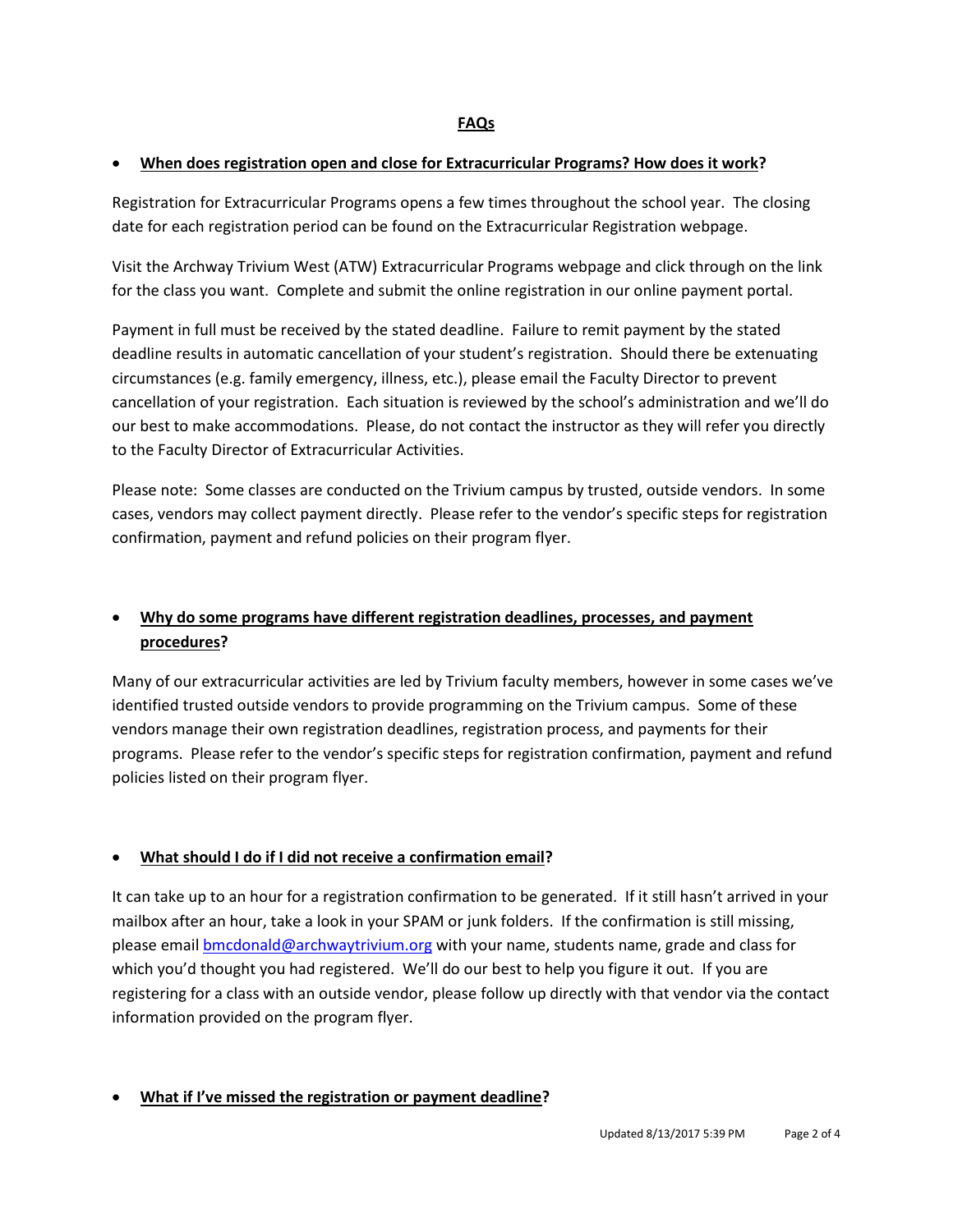## FAQs

- **When does registration open and close for Extracurricular Programs? How does it work?**

Registration for Extracurricular Programs opens a few times throughout the school year. The closing date for each registration period can be found on the Extracurricular Registration webpage.

Visit the Archway Trivium West (ATW) Extracurricular Programs webpage and click through on the link for the class you want. Complete and submit the online registration in our online payment portal.

Payment in full must be received by the stated deadline. Failure to remit payment by the stated deadline results in automatic cancellation of your student's registration. Should there be extenuating circumstances (e.g. family emergency, illness, etc.), please email the Faculty Director to prevent cancellation of your registration. Each situation is reviewed by the school's administration and we'll do our best to make accommodations. Please, do not contact the instructor as they will refer you directly to the Faculty Director of Extracurricular Activities.

Please note: Some classes are conducted on the Trivium campus by trusted, outside vendors. In some cases, vendors may collect payment directly. Please refer to the vendor's specific steps for registration confirmation, payment and refund policies on their program flyer.

- **Why do some programs have different registration deadlines, processes, and payment procedures?**

Many of our extracurricular activities are led by Trivium faculty members, however in some cases we've identified trusted outside vendors to provide programming on the Trivium campus. Some of these vendors manage their own registration deadlines, registration process, and payments for their programs. Please refer to the vendor's specific steps for registration confirmation, payment and refund policies listed on their program flyer.

- **What should I do if I did not receive a confirmation email?**

It can take up to an hour for a registration confirmation to be generated. If it still hasn't arrived in your mailbox after an hour, take a look in your SPAM or junk folders. If the confirmation is still missing, please email bmcdonald@archwaytrivium.org with your name, students name, grade and class for which you'd thought you had registered. We'll do our best to help you figure it out. If you are registering for a class with an outside vendor, please follow up directly with that vendor via the contact information provided on the program flyer.

- **What if I've missed the registration or payment deadline?**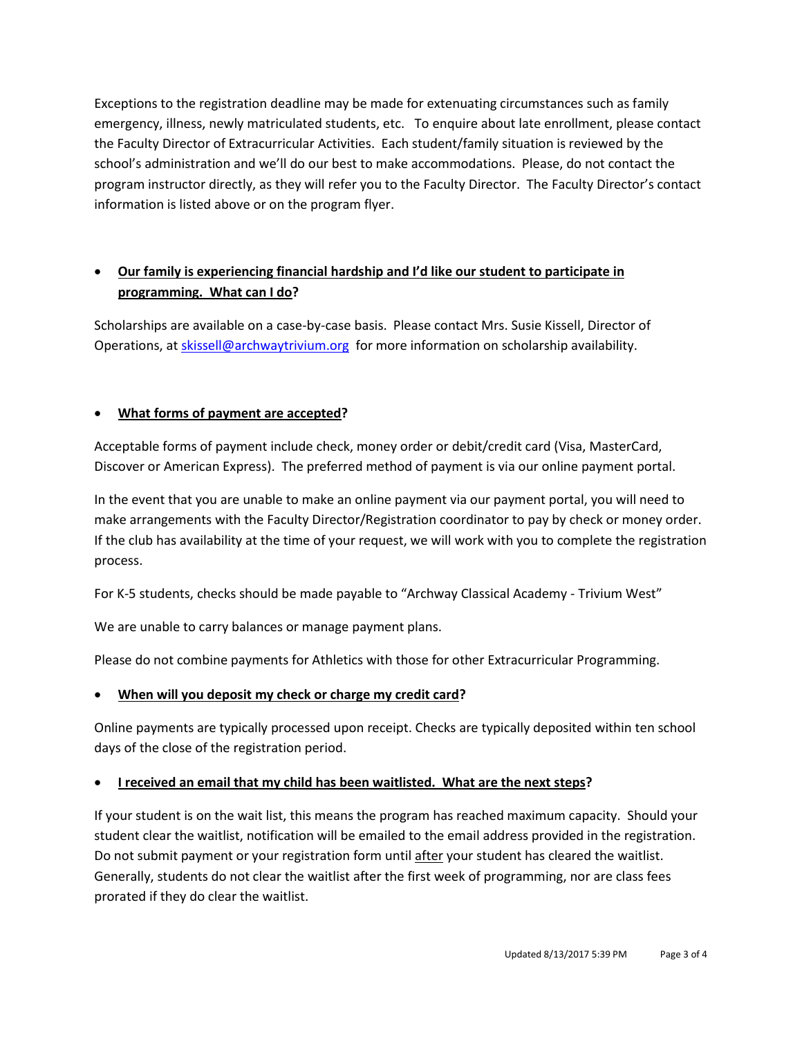Exceptions to the registration deadline may be made for extenuating circumstances such as family emergency, illness, newly matriculated students, etc. To enquire about late enrollment, please contact the Faculty Director of Extracurricular Activities. Each student/family situation is reviewed by the school's administration and we'll do our best to make accommodations. Please, do not contact the program instructor directly, as they will refer you to the Faculty Director. The Faculty Director's contact information is listed above or on the program flyer.

- **Our family is experiencing financial hardship and I'd like our student to participate in programming. What can I do?**

Scholarships are available on a case-by-case basis. Please contact Mrs. Susie Kissell, Director of Operations, at skissell@archwaytrivium.org for more information on scholarship availability.

- **What forms of payment are accepted?**

Acceptable forms of payment include check, money order or debit/credit card (Visa, MasterCard, Discover or American Express). The preferred method of payment is via our online payment portal.

In the event that you are unable to make an online payment via our payment portal, you will need to make arrangements with the Faculty Director/Registration coordinator to pay by check or money order. If the club has availability at the time of your request, we will work with you to complete the registration process.

For K-5 students, checks should be made payable to "Archway Classical Academy - Trivium West"

We are unable to carry balances or manage payment plans.

Please do not combine payments for Athletics with those for other Extracurricular Programming.

- **When will you deposit my check or charge my credit card?**

Online payments are typically processed upon receipt. Checks are typically deposited within ten school days of the close of the registration period.

- **I received an email that my child has been waitlisted. What are the next steps?**

If your student is on the wait list, this means the program has reached maximum capacity. Should your student clear the waitlist, notification will be emailed to the email address provided in the registration. Do not submit payment or your registration form until after your student has cleared the waitlist. Generally, students do not clear the waitlist after the first week of programming, nor are class fees prorated if they do clear the waitlist.

Updated 8/13/2017 5:39 PM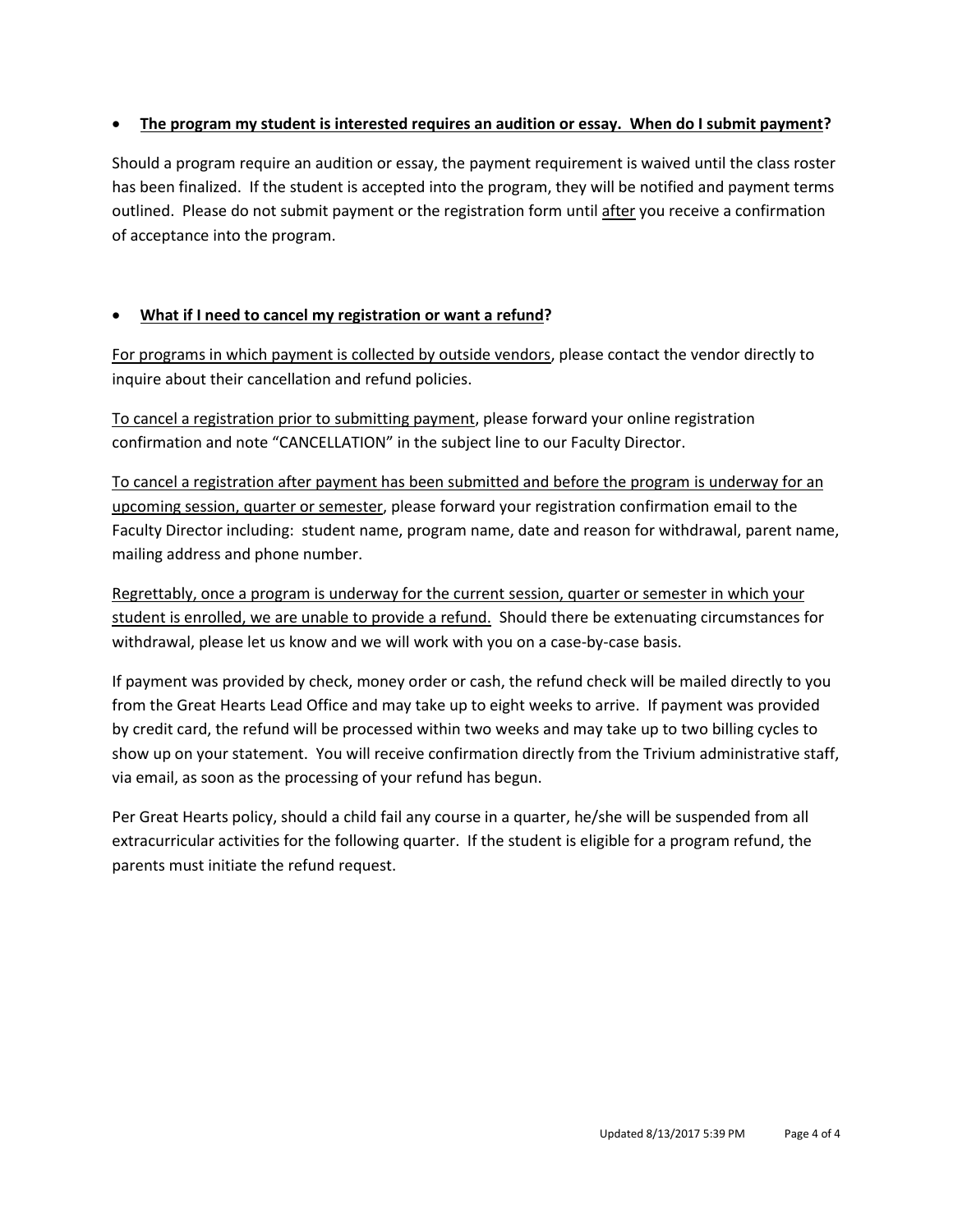- **<u>The program my student is interested requires an audition or essay. When do I submit payment</u>?**

Should a program require an audition or essay, the payment requirement is waived until the class roster has been finalized. If the student is accepted into the program, they will be notified and payment terms outlined. Please do not submit payment or the registration form until <u>after</u> you receive a confirmation of acceptance into the program.

- **<u>What if I need to cancel my registration or want a refund</u>?**

<u>For programs in which payment is collected by outside vendors</u>, please contact the vendor directly to inquire about their cancellation and refund policies.

<u>To cancel a registration prior to submitting payment</u>, please forward your online registration confirmation and note "CANCELLATION" in the subject line to our Faculty Director.

<u>To cancel a registration after payment has been submitted and before the program is underway for an upcoming session, quarter or semester</u>, please forward your registration confirmation email to the Faculty Director including: student name, program name, date and reason for withdrawal, parent name, mailing address and phone number.

<u>Regrettably, once a program is underway for the current session, quarter or semester in which your student is enrolled, we are unable to provide a refund.</u> Should there be extenuating circumstances for withdrawal, please let us know and we will work with you on a case-by-case basis.

If payment was provided by check, money order or cash, the refund check will be mailed directly to you from the Great Hearts Lead Office and may take up to eight weeks to arrive. If payment was provided by credit card, the refund will be processed within two weeks and may take up to two billing cycles to show up on your statement. You will receive confirmation directly from the Trivium administrative staff, via email, as soon as the processing of your refund has begun.

Per Great Hearts policy, should a child fail any course in a quarter, he/she will be suspended from all extracurricular activities for the following quarter. If the student is eligible for a program refund, the parents must initiate the refund request.

Updated 8/13/2017 5:39 PM